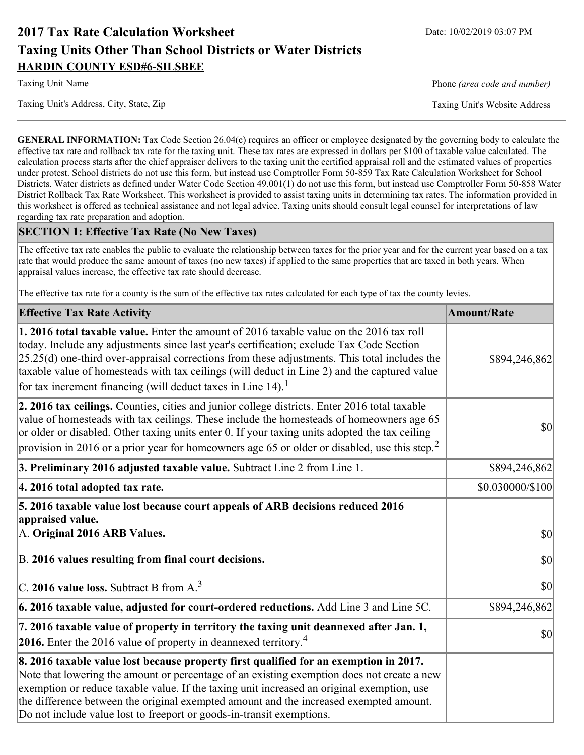# 2017 Tax Rate Calculation Worksheet

Date: 10/02/2019 03:07 PM

## Taxing Units Other Than School Districts or Water Districts

**HARDIN COUNTY ESD#6-SILSBEE**

Taxing Unit Name

Phone *(area code and number)*

Taxing Unit's Address, City, State, Zip

Taxing Unit's Website Address

**GENERAL INFORMATION:** Tax Code Section 26.04(c) requires an officer or employee designated by the governing body to calculate the effective tax rate and rollback tax rate for the taxing unit. These tax rates are expressed in dollars per $100 of taxable value calculated. The calculation process starts after the chief appraiser delivers to the taxing unit the certified appraisal roll and the estimated values of properties under protest. School districts do not use this form, but instead use Comptroller Form 50-859 Tax Rate Calculation Worksheet for School Districts. Water districts as defined under Water Code Section 49.001(1) do not use this form, but instead use Comptroller Form 50-858 Water District Rollback Tax Rate Worksheet. This worksheet is provided to assist taxing units in determining tax rates. The information provided in this worksheet is offered as technical assistance and not legal advice. Taxing units should consult legal counsel for interpretations of law regarding tax rate preparation and adoption.

### SECTION 1: Effective Tax Rate (No New Taxes)

The effective tax rate enables the public to evaluate the relationship between taxes for the prior year and for the current year based on a tax rate that would produce the same amount of taxes (no new taxes) if applied to the same properties that are taxed in both years. When appraisal values increase, the effective tax rate should decrease.

The effective tax rate for a county is the sum of the effective tax rates calculated for each type of tax the county levies.

| Effective Tax Rate Activity | Amount/Rate |
|---|---|
| **1. 2016 total taxable value.** Enter the amount of 2016 taxable value on the 2016 tax roll today. Include any adjustments since last year's certification; exclude Tax Code Section 25.25(d) one-third over-appraisal corrections from these adjustments. This total includes the taxable value of homesteads with tax ceilings (will deduct in Line 2) and the captured value for tax increment financing (will deduct taxes in Line 14).[1] | $894,246,862 |
| **2. 2016 tax ceilings.** Counties, cities and junior college districts. Enter 2016 total taxable value of homesteads with tax ceilings. These include the homesteads of homeowners age 65 or older or disabled. Other taxing units enter 0. If your taxing units adopted the tax ceiling provision in 2016 or a prior year for homeowners age 65 or older or disabled, use this step.[2] | $0 |
| **3. Preliminary 2016 adjusted taxable value.** Subtract Line 2 from Line 1. | $894,246,862 |
| **4. 2016 total adopted tax rate.** | $0.030000/$100 |
| **5. 2016 taxable value lost because court appeals of ARB decisions reduced 2016 appraised value.** | |
| A. **Original 2016 ARB Values.** | $0 |
| B. **2016 values resulting from final court decisions.** | $0 |
| C. **2016 value loss.** Subtract B from A.[3] | $0 |
| **6. 2016 taxable value, adjusted for court-ordered reductions.** Add Line 3 and Line 5C. | $894,246,862 |
| **7. 2016 taxable value of property in territory the taxing unit deannexed after Jan. 1, 2016.** Enter the 2016 value of property in deannexed territory.[4] | $0 |
| **8. 2016 taxable value lost because property first qualified for an exemption in 2017.** Note that lowering the amount or percentage of an existing exemption does not create a new exemption or reduce taxable value. If the taxing unit increased an original exemption, use the difference between the original exempted amount and the increased exempted amount. Do not include value lost to freeport or goods-in-transit exemptions. | |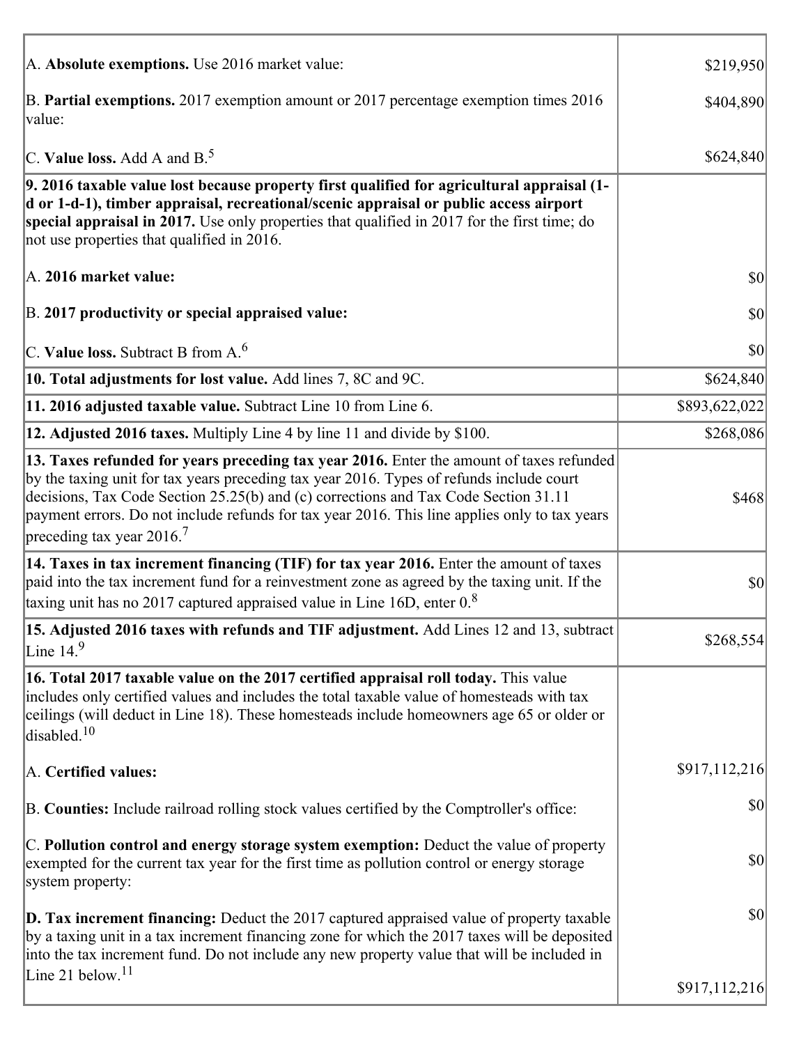| | |
|---|---|
| A. **Absolute exemptions.** Use 2016 market value: | $219,950 |
| B. **Partial exemptions.** 2017 exemption amount or 2017 percentage exemption times 2016 value: | $404,890 |
| C. **Value loss.** Add A and B.[5] | $624,840 |
| **9. 2016 taxable value lost because property first qualified for agricultural appraisal (1-d or 1-d-1), timber appraisal, recreational/scenic appraisal or public access airport special appraisal in 2017.** Use only properties that qualified in 2017 for the first time; do not use properties that qualified in 2016.<br><br>A. **2016 market value:**<br><br>B. **2017 productivity or special appraised value:**<br><br>C. **Value loss.** Subtract B from A.[6] | <br><br><br><br>$0<br><br>$0<br><br>$0 |
| **10. Total adjustments for lost value.** Add lines 7, 8C and 9C. | $624,840 |
| **11. 2016 adjusted taxable value.** Subtract Line 10 from Line 6. | $893,622,022 |
| **12. Adjusted 2016 taxes.** Multiply Line 4 by line 11 and divide by $100. | $268,086 |
| **13. Taxes refunded for years preceding tax year 2016.** Enter the amount of taxes refunded by the taxing unit for tax years preceding tax year 2016. Types of refunds include court decisions, Tax Code Section 25.25(b) and (c) corrections and Tax Code Section 31.11 payment errors. Do not include refunds for tax year 2016. This line applies only to tax years preceding tax year 2016.[7] | $468 |
| **14. Taxes in tax increment financing (TIF) for tax year 2016.** Enter the amount of taxes paid into the tax increment fund for a reinvestment zone as agreed by the taxing unit. If the taxing unit has no 2017 captured appraised value in Line 16D, enter 0.[8] | $0 |
| **15. Adjusted 2016 taxes with refunds and TIF adjustment.** Add Lines 12 and 13, subtract Line 14.[9] | $268,554 |
| **16. Total 2017 taxable value on the 2017 certified appraisal roll today.** This value includes only certified values and includes the total taxable value of homesteads with tax ceilings (will deduct in Line 18). These homesteads include homeowners age 65 or older or disabled.[10]<br><br>A. **Certified values:**<br><br>B. **Counties:** Include railroad rolling stock values certified by the Comptroller's office:<br><br>C. **Pollution control and energy storage system exemption:** Deduct the value of property exempted for the current tax year for the first time as pollution control or energy storage system property:<br><br>D. **Tax increment financing:** Deduct the 2017 captured appraised value of property taxable by a taxing unit in a tax increment financing zone for which the 2017 taxes will be deposited into the tax increment fund. Do not include any new property value that will be included in Line 21 below.[11] | <br><br><br><br>$917,112,216<br><br>$0<br><br>$0<br><br>$0<br><br>$917,112,216 |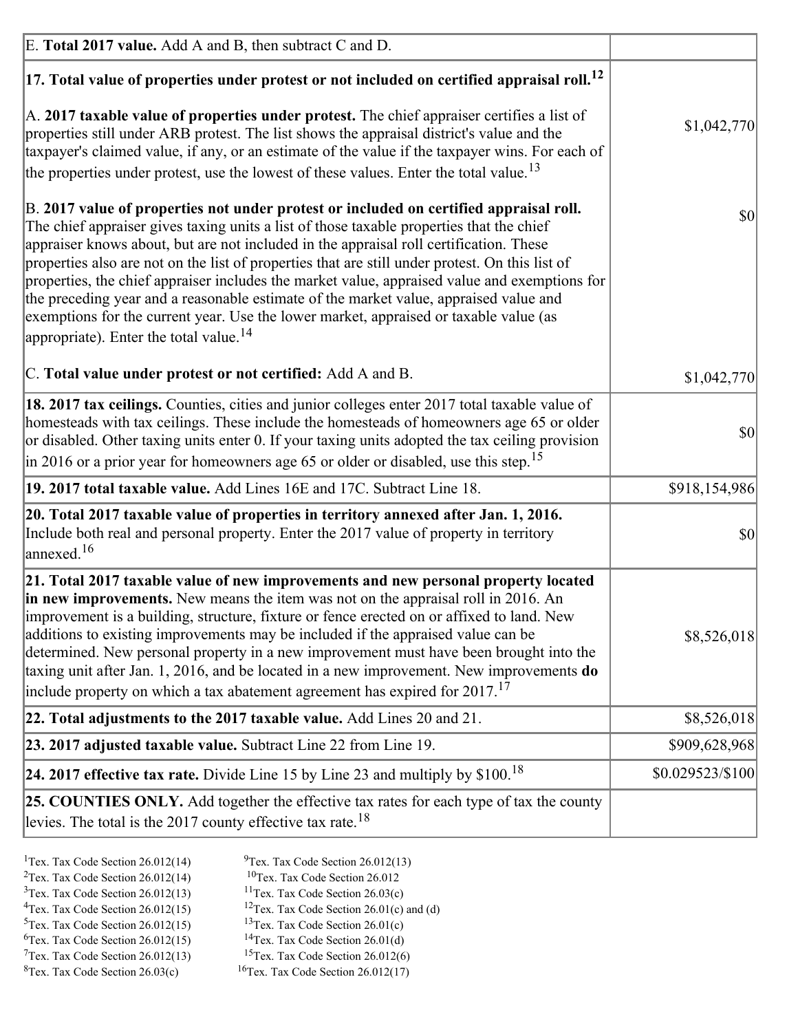| | |
|---|---|
| E. **Total 2017 value.** Add A and B, then subtract C and D. | |
| **17. Total value of properties under protest or not included on certified appraisal roll.**[12] | |
| A. **2017 taxable value of properties under protest.** The chief appraiser certifies a list of properties still under ARB protest. The list shows the appraisal district's value and the taxpayer's claimed value, if any, or an estimate of the value if the taxpayer wins. For each of the properties under protest, use the lowest of these values. Enter the total value.[13] | $1,042,770 |
| B. **2017 value of properties not under protest or included on certified appraisal roll.** The chief appraiser gives taxing units a list of those taxable properties that the chief appraiser knows about, but are not included in the appraisal roll certification. These properties also are not on the list of properties that are still under protest. On this list of properties, the chief appraiser includes the market value, appraised value and exemptions for the preceding year and a reasonable estimate of the market value, appraised value and exemptions for the current year. Use the lower market, appraised or taxable value (as appropriate). Enter the total value.[14] | $0 |
| C. **Total value under protest or not certified:** Add A and B. | $1,042,770 |
| **18. 2017 tax ceilings.** Counties, cities and junior colleges enter 2017 total taxable value of homesteads with tax ceilings. These include the homesteads of homeowners age 65 or older or disabled. Other taxing units enter 0. If your taxing units adopted the tax ceiling provision in 2016 or a prior year for homeowners age 65 or older or disabled, use this step.[15] | $0 |
| **19. 2017 total taxable value.** Add Lines 16E and 17C. Subtract Line 18. | $918,154,986 |
| **20. Total 2017 taxable value of properties in territory annexed after Jan. 1, 2016.** Include both real and personal property. Enter the 2017 value of property in territory annexed.[16] | $0 |
| **21. Total 2017 taxable value of new improvements and new personal property located in new improvements.** New means the item was not on the appraisal roll in 2016. An improvement is a building, structure, fixture or fence erected on or affixed to land. New additions to existing improvements may be included if the appraised value can be determined. New personal property in a new improvement must have been brought into the taxing unit after Jan. 1, 2016, and be located in a new improvement. New improvements **do** include property on which a tax abatement agreement has expired for 2017.[17] | $8,526,018 |
| **22. Total adjustments to the 2017 taxable value.** Add Lines 20 and 21. | $8,526,018 |
| **23. 2017 adjusted taxable value.** Subtract Line 22 from Line 19. | $909,628,968 |
| **24. 2017 effective tax rate.** Divide Line 15 by Line 23 and multiply by $100.[18] | $0.029523/$100 |
| **25. COUNTIES ONLY.** Add together the effective tax rates for each type of tax the county levies. The total is the 2017 county effective tax rate.[18] | |

[1]Tex. Tax Code Section 26.012(14)
[2]Tex. Tax Code Section 26.012(14)
[3]Tex. Tax Code Section 26.012(13)
[4]Tex. Tax Code Section 26.012(15)
[5]Tex. Tax Code Section 26.012(15)
[6]Tex. Tax Code Section 26.012(15)
[7]Tex. Tax Code Section 26.012(13)
[8]Tex. Tax Code Section 26.03(c)
[9]Tex. Tax Code Section 26.012(13)
[10]Tex. Tax Code Section 26.012
[11]Tex. Tax Code Section 26.03(c)
[12]Tex. Tax Code Section 26.01(c) and (d)
[13]Tex. Tax Code Section 26.01(c)
[14]Tex. Tax Code Section 26.01(d)
[15]Tex. Tax Code Section 26.012(6)
[16]Tex. Tax Code Section 26.012(17)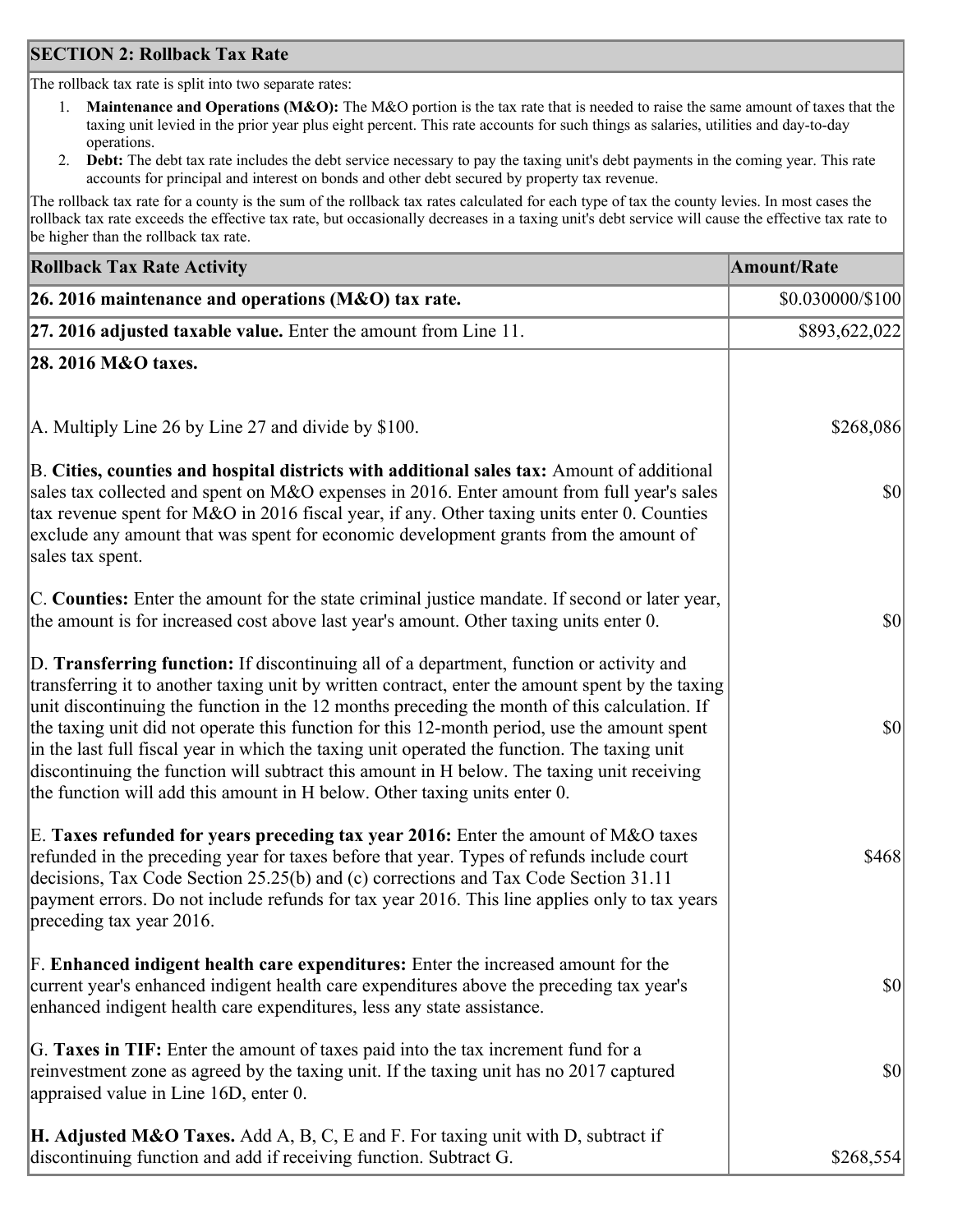## SECTION 2: Rollback Tax Rate

The rollback tax rate is split into two separate rates:

1. **Maintenance and Operations (M&O):** The M&O portion is the tax rate that is needed to raise the same amount of taxes that the taxing unit levied in the prior year plus eight percent. This rate accounts for such things as salaries, utilities and day-to-day operations.
2. **Debt:** The debt tax rate includes the debt service necessary to pay the taxing unit's debt payments in the coming year. This rate accounts for principal and interest on bonds and other debt secured by property tax revenue.

The rollback tax rate for a county is the sum of the rollback tax rates calculated for each type of tax the county levies. In most cases the rollback tax rate exceeds the effective tax rate, but occasionally decreases in a taxing unit's debt service will cause the effective tax rate to be higher than the rollback tax rate.

| Rollback Tax Rate Activity | Amount/Rate |
|---|---|
| **26. 2016 maintenance and operations (M&O) tax rate.** | $0.030000/$100 |
| **27. 2016 adjusted taxable value.** Enter the amount from Line 11. | $893,622,022 |
| **28. 2016 M&O taxes.** | |
| A. Multiply Line 26 by Line 27 and divide by $100. | $268,086 |
| B. **Cities, counties and hospital districts with additional sales tax:** Amount of additional sales tax collected and spent on M&O expenses in 2016. Enter amount from full year's sales tax revenue spent for M&O in 2016 fiscal year, if any. Other taxing units enter 0. Counties exclude any amount that was spent for economic development grants from the amount of sales tax spent. | $0 |
| C. **Counties:** Enter the amount for the state criminal justice mandate. If second or later year, the amount is for increased cost above last year's amount. Other taxing units enter 0. | $0 |
| D. **Transferring function:** If discontinuing all of a department, function or activity and transferring it to another taxing unit by written contract, enter the amount spent by the taxing unit discontinuing the function in the 12 months preceding the month of this calculation. If the taxing unit did not operate this function for this 12-month period, use the amount spent in the last full fiscal year in which the taxing unit operated the function. The taxing unit discontinuing the function will subtract this amount in H below. The taxing unit receiving the function will add this amount in H below. Other taxing units enter 0. | $0 |
| E. **Taxes refunded for years preceding tax year 2016:** Enter the amount of M&O taxes refunded in the preceding year for taxes before that year. Types of refunds include court decisions, Tax Code Section 25.25(b) and (c) corrections and Tax Code Section 31.11 payment errors. Do not include refunds for tax year 2016. This line applies only to tax years preceding tax year 2016. | $468 |
| F. **Enhanced indigent health care expenditures:** Enter the increased amount for the current year's enhanced indigent health care expenditures above the preceding tax year's enhanced indigent health care expenditures, less any state assistance. | $0 |
| G. **Taxes in TIF:** Enter the amount of taxes paid into the tax increment fund for a reinvestment zone as agreed by the taxing unit. If the taxing unit has no 2017 captured appraised value in Line 16D, enter 0. | $0 |
| **H. Adjusted M&O Taxes.** Add A, B, C, E and F. For taxing unit with D, subtract if discontinuing function and add if receiving function. Subtract G. | $268,554 |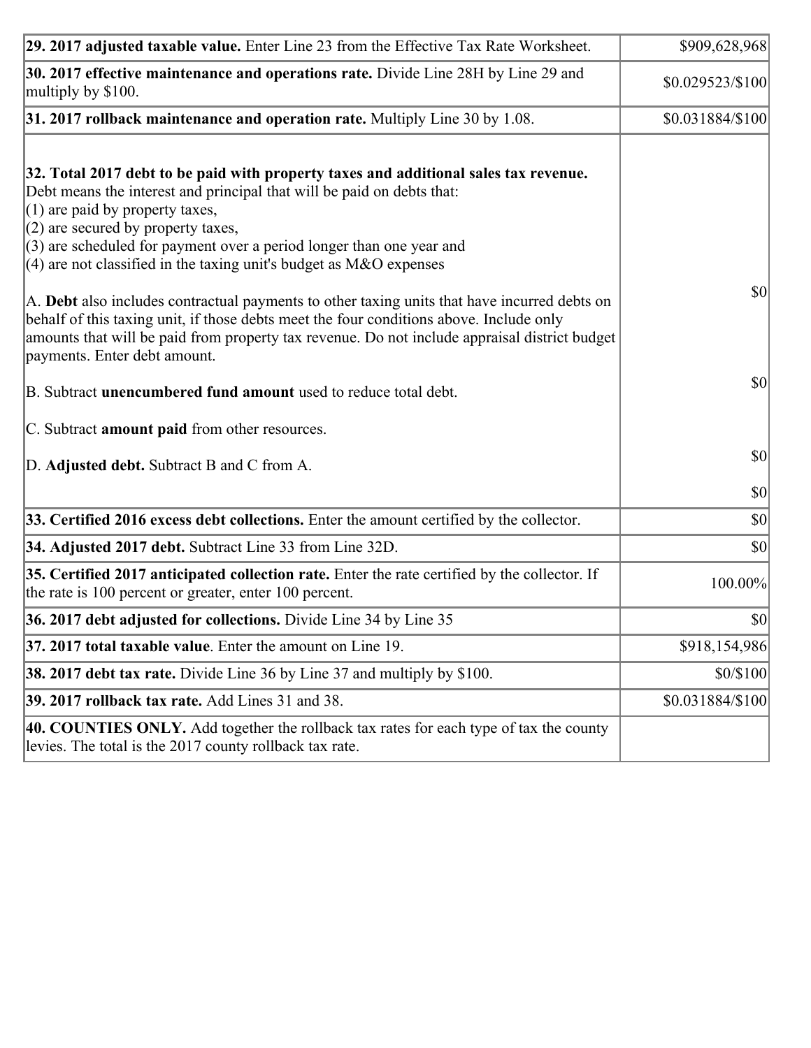| | |
|---|---|
| **29. 2017 adjusted taxable value.** Enter Line 23 from the Effective Tax Rate Worksheet. | $909,628,968 |
| **30. 2017 effective maintenance and operations rate.** Divide Line 28H by Line 29 and multiply by $100. | $0.029523/$100 |
| **31. 2017 rollback maintenance and operation rate.** Multiply Line 30 by 1.08. | $0.031884/$100 |
| **32. Total 2017 debt to be paid with property taxes and additional sales tax revenue.** Debt means the interest and principal that will be paid on debts that:<br>(1) are paid by property taxes,<br>(2) are secured by property taxes,<br>(3) are scheduled for payment over a period longer than one year and<br>(4) are not classified in the taxing unit's budget as M&O expenses<br><br>A. **Debt** also includes contractual payments to other taxing units that have incurred debts on behalf of this taxing unit, if those debts meet the four conditions above. Include only amounts that will be paid from property tax revenue. Do not include appraisal district budget payments. Enter debt amount.<br><br>B. Subtract **unencumbered fund amount** used to reduce total debt.<br><br>C. Subtract **amount paid** from other resources.<br><br>D. **Adjusted debt.** Subtract B and C from A. | $0<br><br>$0<br><br>$0<br><br>$0 |
| **33. Certified 2016 excess debt collections.** Enter the amount certified by the collector. | $0 |
| **34. Adjusted 2017 debt.** Subtract Line 33 from Line 32D. | $0 |
| **35. Certified 2017 anticipated collection rate.** Enter the rate certified by the collector. If the rate is 100 percent or greater, enter 100 percent. | 100.00% |
| **36. 2017 debt adjusted for collections.** Divide Line 34 by Line 35 | $0 |
| **37. 2017 total taxable value**. Enter the amount on Line 19. | $918,154,986 |
| **38. 2017 debt tax rate.** Divide Line 36 by Line 37 and multiply by $100. | $0/$100 |
| **39. 2017 rollback tax rate.** Add Lines 31 and 38. | $0.031884/$100 |
| **40. COUNTIES ONLY.** Add together the rollback tax rates for each type of tax the county levies. The total is the 2017 county rollback tax rate. | |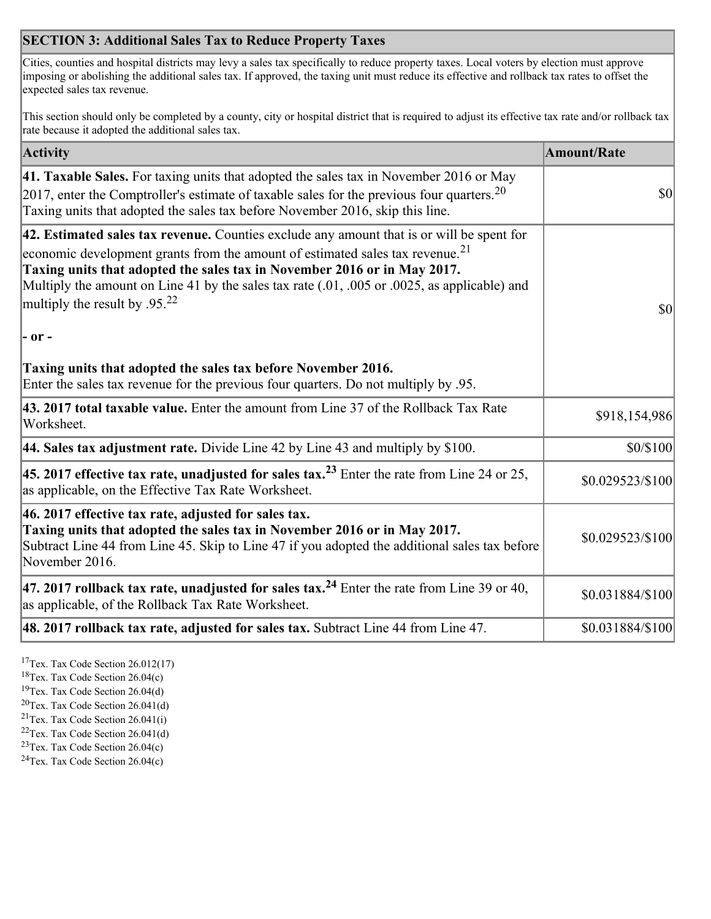## SECTION 3: Additional Sales Tax to Reduce Property Taxes

Cities, counties and hospital districts may levy a sales tax specifically to reduce property taxes. Local voters by election must approve imposing or abolishing the additional sales tax. If approved, the taxing unit must reduce its effective and rollback tax rates to offset the expected sales tax revenue.

This section should only be completed by a county, city or hospital district that is required to adjust its effective tax rate and/or rollback tax rate because it adopted the additional sales tax.

| Activity | Amount/Rate |
|---|---|
| **41. Taxable Sales.** For taxing units that adopted the sales tax in November 2016 or May 2017, enter the Comptroller's estimate of taxable sales for the previous four quarters.[20] Taxing units that adopted the sales tax before November 2016, skip this line. | $0 |
| **42. Estimated sales tax revenue.** Counties exclude any amount that is or will be spent for economic development grants from the amount of estimated sales tax revenue.[21] **Taxing units that adopted the sales tax in November 2016 or in May 2017.** Multiply the amount on Line 41 by the sales tax rate (.01, .005 or .0025, as applicable) and multiply the result by .95.[22] **- or -** **Taxing units that adopted the sales tax before November 2016.** Enter the sales tax revenue for the previous four quarters. Do not multiply by .95. | $0 |
| **43. 2017 total taxable value.** Enter the amount from Line 37 of the Rollback Tax Rate Worksheet. | $918,154,986 |
| **44. Sales tax adjustment rate.** Divide Line 42 by Line 43 and multiply by $100. | $0/$100 |
| **45. 2017 effective tax rate, unadjusted for sales tax.[23]** Enter the rate from Line 24 or 25, as applicable, on the Effective Tax Rate Worksheet. | $0.029523/$100 |
| **46. 2017 effective tax rate, adjusted for sales tax. Taxing units that adopted the sales tax in November 2016 or in May 2017.** Subtract Line 44 from Line 45. Skip to Line 47 if you adopted the additional sales tax before November 2016. | $0.029523/$100 |
| **47. 2017 rollback tax rate, unadjusted for sales tax.[24]** Enter the rate from Line 39 or 40, as applicable, of the Rollback Tax Rate Worksheet. | $0.031884/$100 |
| **48. 2017 rollback tax rate, adjusted for sales tax.** Subtract Line 44 from Line 47. | $0.031884/$100 |

[17] Tex. Tax Code Section 26.012(17)
[18] Tex. Tax Code Section 26.04(c)
[19] Tex. Tax Code Section 26.04(d)
[20] Tex. Tax Code Section 26.041(d)
[21] Tex. Tax Code Section 26.041(i)
[22] Tex. Tax Code Section 26.041(d)
[23] Tex. Tax Code Section 26.04(c)
[24] Tex. Tax Code Section 26.04(c)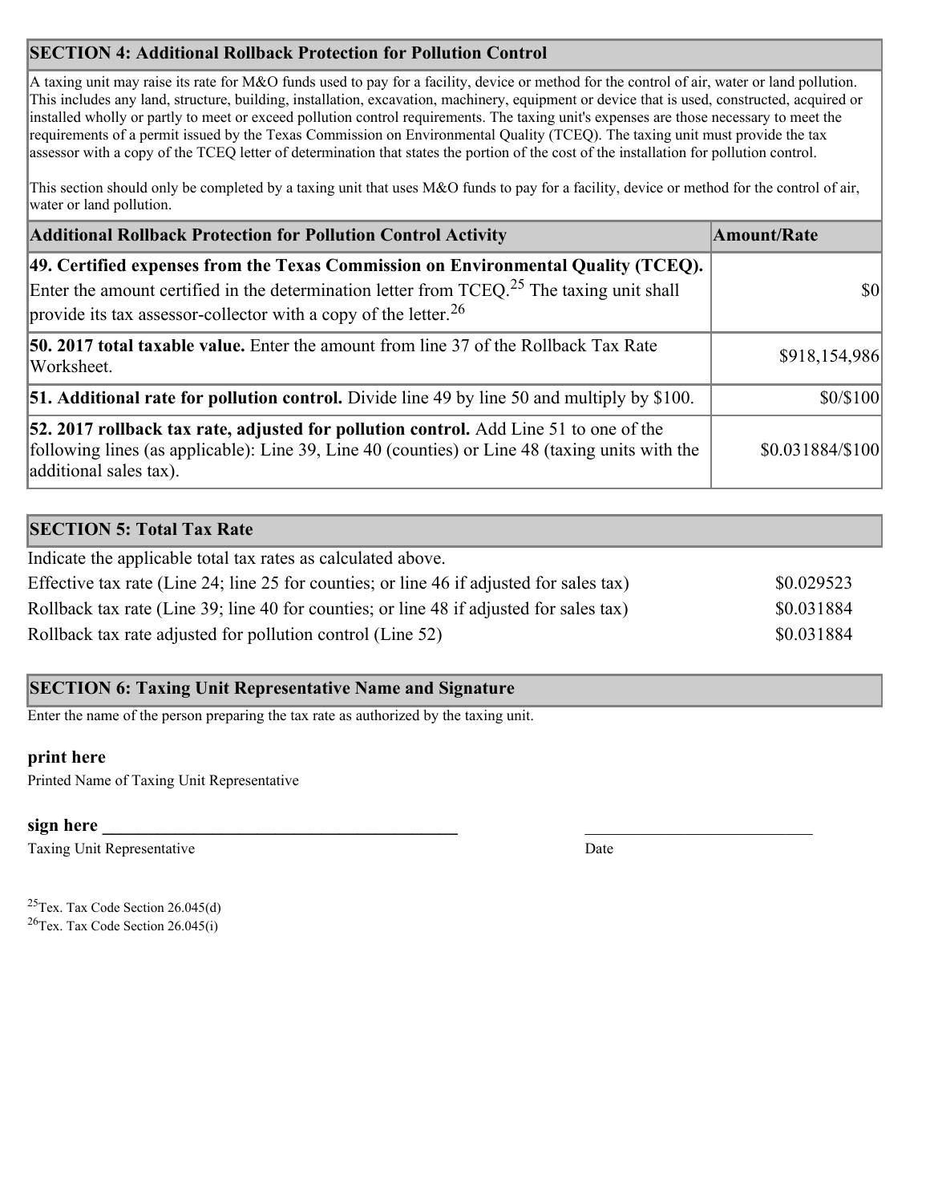## SECTION 4: Additional Rollback Protection for Pollution Control

A taxing unit may raise its rate for M&O funds used to pay for a facility, device or method for the control of air, water or land pollution. This includes any land, structure, building, installation, excavation, machinery, equipment or device that is used, constructed, acquired or installed wholly or partly to meet or exceed pollution control requirements. The taxing unit's expenses are those necessary to meet the requirements of a permit issued by the Texas Commission on Environmental Quality (TCEQ). The taxing unit must provide the tax assessor with a copy of the TCEQ letter of determination that states the portion of the cost of the installation for pollution control.

This section should only be completed by a taxing unit that uses M&O funds to pay for a facility, device or method for the control of air, water or land pollution.

| Additional Rollback Protection for Pollution Control Activity | Amount/Rate |
|---|---|
| **49. Certified expenses from the Texas Commission on Environmental Quality (TCEQ).** Enter the amount certified in the determination letter from TCEQ.[25] The taxing unit shall provide its tax assessor-collector with a copy of the letter.[26] | $0 |
| **50. 2017 total taxable value.** Enter the amount from line 37 of the Rollback Tax Rate Worksheet. | $918,154,986 |
| **51. Additional rate for pollution control.** Divide line 49 by line 50 and multiply by $100. | $0/$100 |
| **52. 2017 rollback tax rate, adjusted for pollution control.** Add Line 51 to one of the following lines (as applicable): Line 39, Line 40 (counties) or Line 48 (taxing units with the additional sales tax). | $0.031884/$100 |

## SECTION 5: Total Tax Rate

Indicate the applicable total tax rates as calculated above.

| | |
|---|---|
| Effective tax rate (Line 24; line 25 for counties; or line 46 if adjusted for sales tax) | $0.029523 |
| Rollback tax rate (Line 39; line 40 for counties; or line 48 if adjusted for sales tax) | $0.031884 |
| Rollback tax rate adjusted for pollution control (Line 52) | $0.031884 |

## SECTION 6: Taxing Unit Representative Name and Signature

Enter the name of the person preparing the tax rate as authorized by the taxing unit.

**print here**

Printed Name of Taxing Unit Representative

**sign here** \_\_\_\_\_\_\_\_\_\_\_\_\_\_\_\_\_\_\_\_\_\_\_\_\_\_\_\_\_\_\_\_\_\_\_\_\_\_\_\_ \_\_\_\_\_\_\_\_\_\_\_\_\_\_\_\_\_\_\_\_\_\_\_\_\_\_\_\_

Taxing Unit Representative Date

[25]Tex. Tax Code Section 26.045(d)
[26]Tex. Tax Code Section 26.045(i)